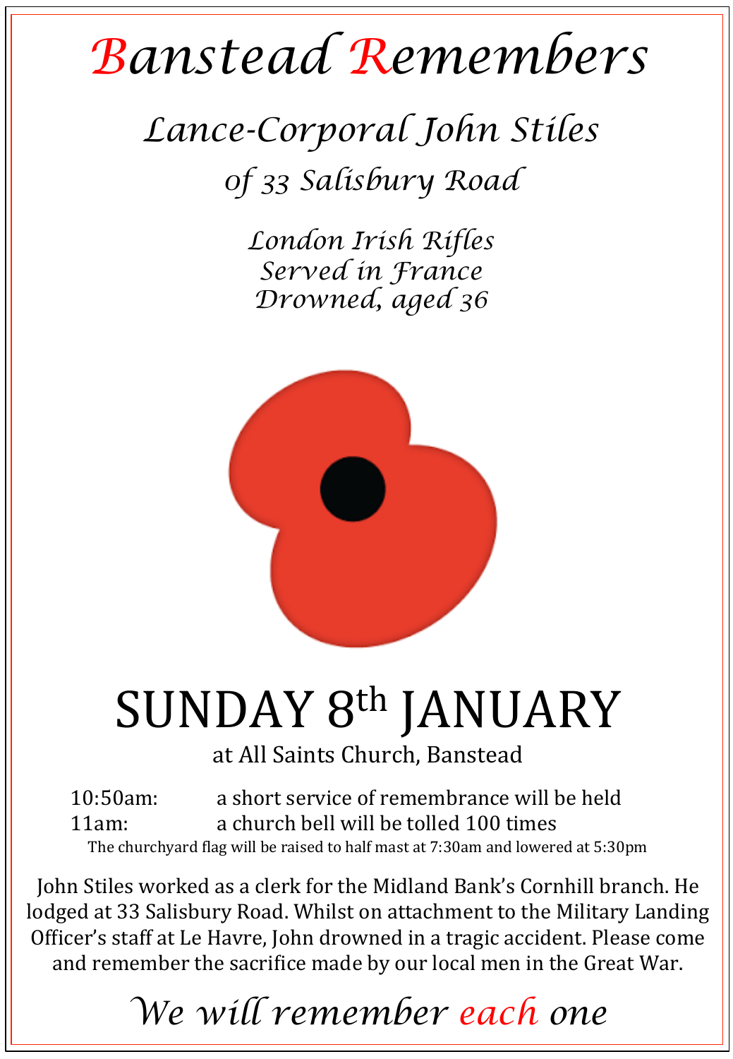# Banstead Remembers

## *Lance-Corporal John Stiles*

### *of 33 Salisbury Road*

*London Irish Rifles*
*Served in France*
*Drowned, aged 36*

# SUNDAY 8th JANUARY

at All Saints Church, Banstead

10:50am: a short service of remembrance will be held
11am: a church bell will be tolled 100 times

The churchyard flag will be raised to half mast at 7:30am and lowered at 5:30pm

John Stiles worked as a clerk for the Midland Bank's Cornhill branch. He lodged at 33 Salisbury Road. Whilst on attachment to the Military Landing Officer's staff at Le Havre, John drowned in a tragic accident. Please come and remember the sacrifice made by our local men in the Great War.

*We will remember each one*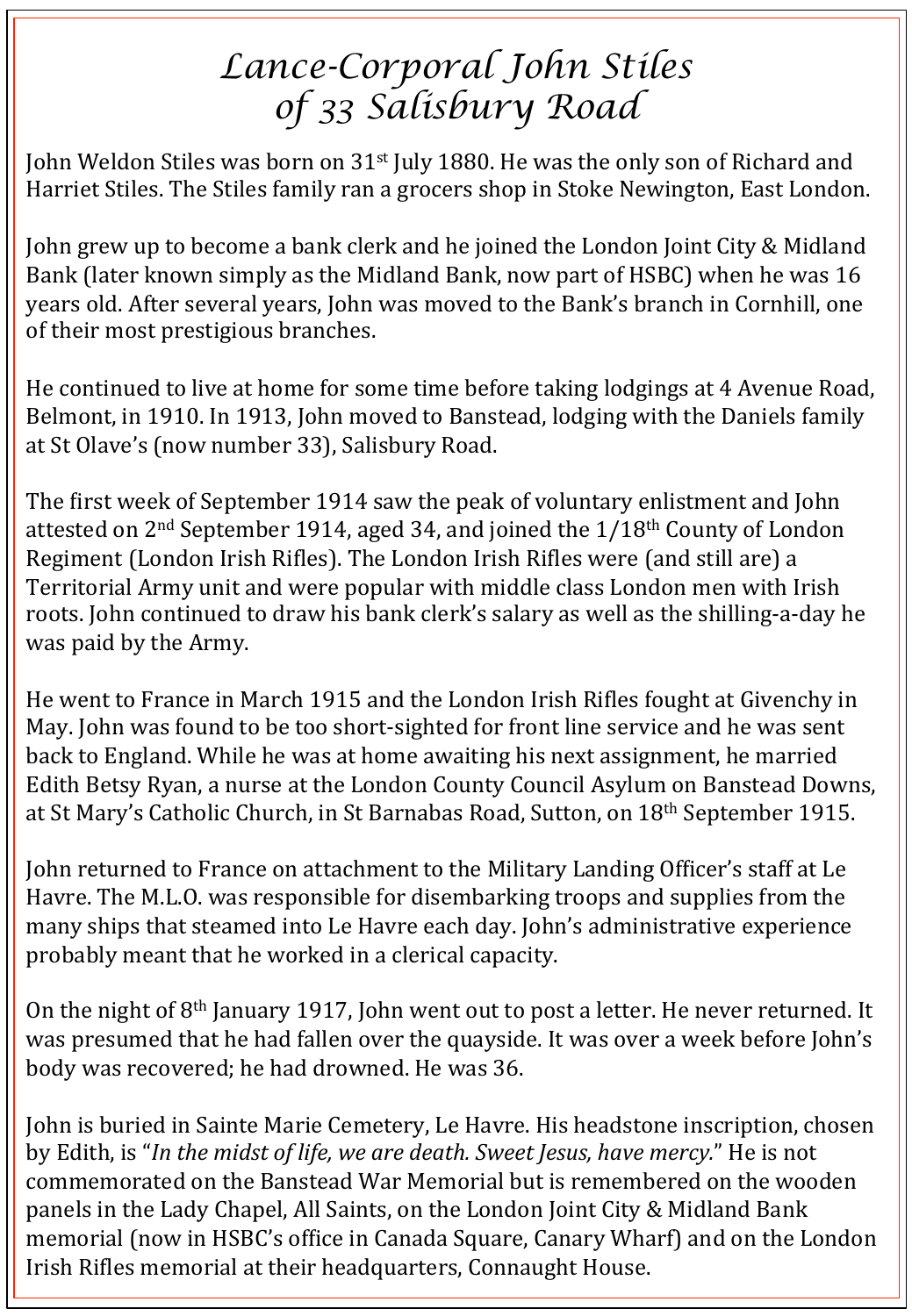# *Lance-Corporal John Stiles of 33 Salisbury Road*

John Weldon Stiles was born on 31st July 1880. He was the only son of Richard and Harriet Stiles. The Stiles family ran a grocers shop in Stoke Newington, East London.

John grew up to become a bank clerk and he joined the London Joint City & Midland Bank (later known simply as the Midland Bank, now part of HSBC) when he was 16 years old. After several years, John was moved to the Bank's branch in Cornhill, one of their most prestigious branches.

He continued to live at home for some time before taking lodgings at 4 Avenue Road, Belmont, in 1910. In 1913, John moved to Banstead, lodging with the Daniels family at St Olave's (now number 33), Salisbury Road.

The first week of September 1914 saw the peak of voluntary enlistment and John attested on 2nd September 1914, aged 34, and joined the 1/18th County of London Regiment (London Irish Rifles). The London Irish Rifles were (and still are) a Territorial Army unit and were popular with middle class London men with Irish roots. John continued to draw his bank clerk's salary as well as the shilling-a-day he was paid by the Army.

He went to France in March 1915 and the London Irish Rifles fought at Givenchy in May. John was found to be too short-sighted for front line service and he was sent back to England. While he was at home awaiting his next assignment, he married Edith Betsy Ryan, a nurse at the London County Council Asylum on Banstead Downs, at St Mary's Catholic Church, in St Barnabas Road, Sutton, on 18th September 1915.

John returned to France on attachment to the Military Landing Officer's staff at Le Havre. The M.L.O. was responsible for disembarking troops and supplies from the many ships that steamed into Le Havre each day. John's administrative experience probably meant that he worked in a clerical capacity.

On the night of 8th January 1917, John went out to post a letter. He never returned. It was presumed that he had fallen over the quayside. It was over a week before John's body was recovered; he had drowned. He was 36.

John is buried in Sainte Marie Cemetery, Le Havre. His headstone inscription, chosen by Edith, is "*In the midst of life, we are death. Sweet Jesus, have mercy.*" He is not commemorated on the Banstead War Memorial but is remembered on the wooden panels in the Lady Chapel, All Saints, on the London Joint City & Midland Bank memorial (now in HSBC's office in Canada Square, Canary Wharf) and on the London Irish Rifles memorial at their headquarters, Connaught House.